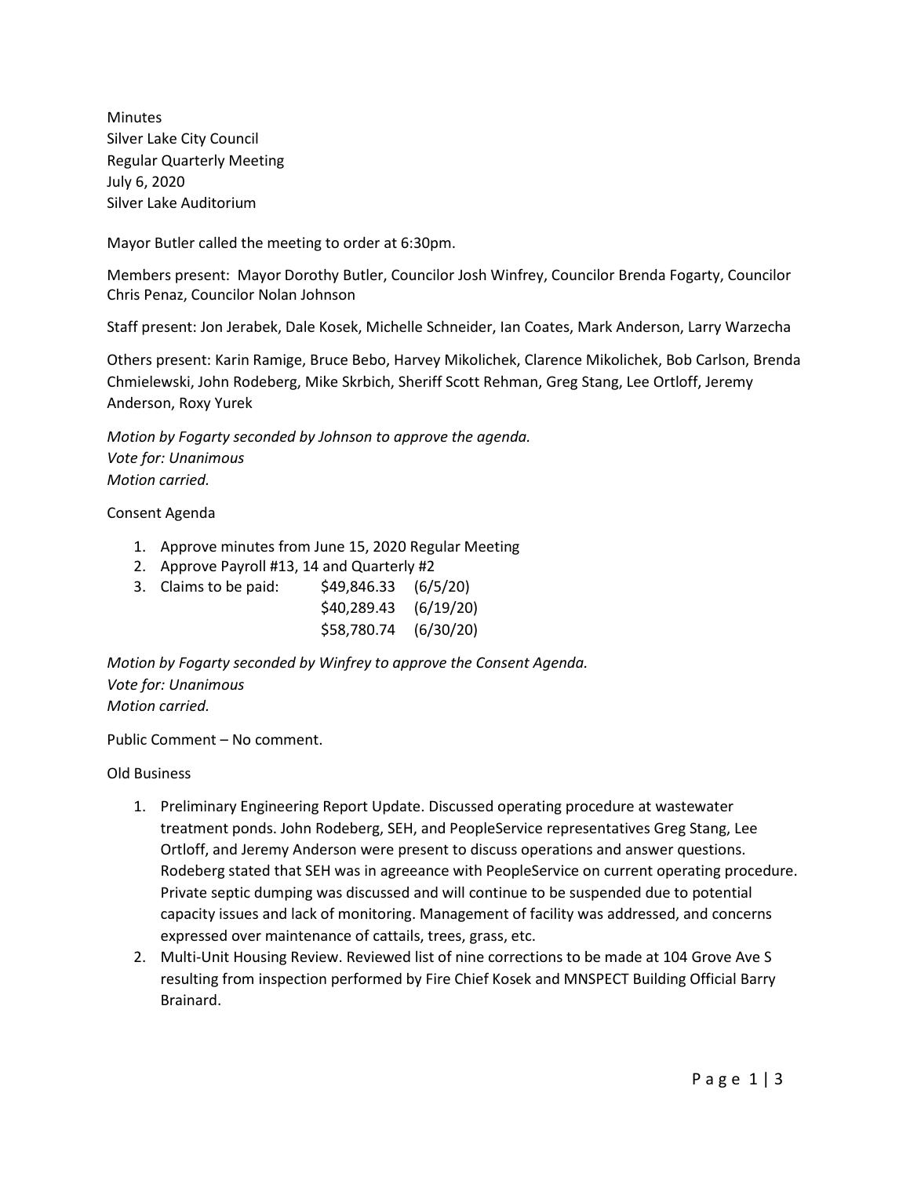Minutes
Silver Lake City Council
Regular Quarterly Meeting
July 6, 2020
Silver Lake Auditorium

Mayor Butler called the meeting to order at 6:30pm.

Members present: Mayor Dorothy Butler, Councilor Josh Winfrey, Councilor Brenda Fogarty, Councilor Chris Penaz, Councilor Nolan Johnson

Staff present: Jon Jerabek, Dale Kosek, Michelle Schneider, Ian Coates, Mark Anderson, Larry Warzecha

Others present: Karin Ramige, Bruce Bebo, Harvey Mikolichek, Clarence Mikolichek, Bob Carlson, Brenda Chmielewski, John Rodeberg, Mike Skrbich, Sheriff Scott Rehman, Greg Stang, Lee Ortloff, Jeremy Anderson, Roxy Yurek

*Motion by Fogarty seconded by Johnson to approve the agenda.*
*Vote for: Unanimous*
*Motion carried.*

Consent Agenda

1. Approve minutes from June 15, 2020 Regular Meeting
2. Approve Payroll #13, 14 and Quarterly #2
3. Claims to be paid: $49,846.33 (6/5/20)
   $40,289.43 (6/19/20)
   $58,780.74 (6/30/20)

*Motion by Fogarty seconded by Winfrey to approve the Consent Agenda.*
*Vote for: Unanimous*
*Motion carried.*

Public Comment – No comment.

Old Business

1. Preliminary Engineering Report Update. Discussed operating procedure at wastewater treatment ponds. John Rodeberg, SEH, and PeopleService representatives Greg Stang, Lee Ortloff, and Jeremy Anderson were present to discuss operations and answer questions. Rodeberg stated that SEH was in agreeance with PeopleService on current operating procedure. Private septic dumping was discussed and will continue to be suspended due to potential capacity issues and lack of monitoring. Management of facility was addressed, and concerns expressed over maintenance of cattails, trees, grass, etc.
2. Multi-Unit Housing Review. Reviewed list of nine corrections to be made at 104 Grove Ave S resulting from inspection performed by Fire Chief Kosek and MNSPECT Building Official Barry Brainard.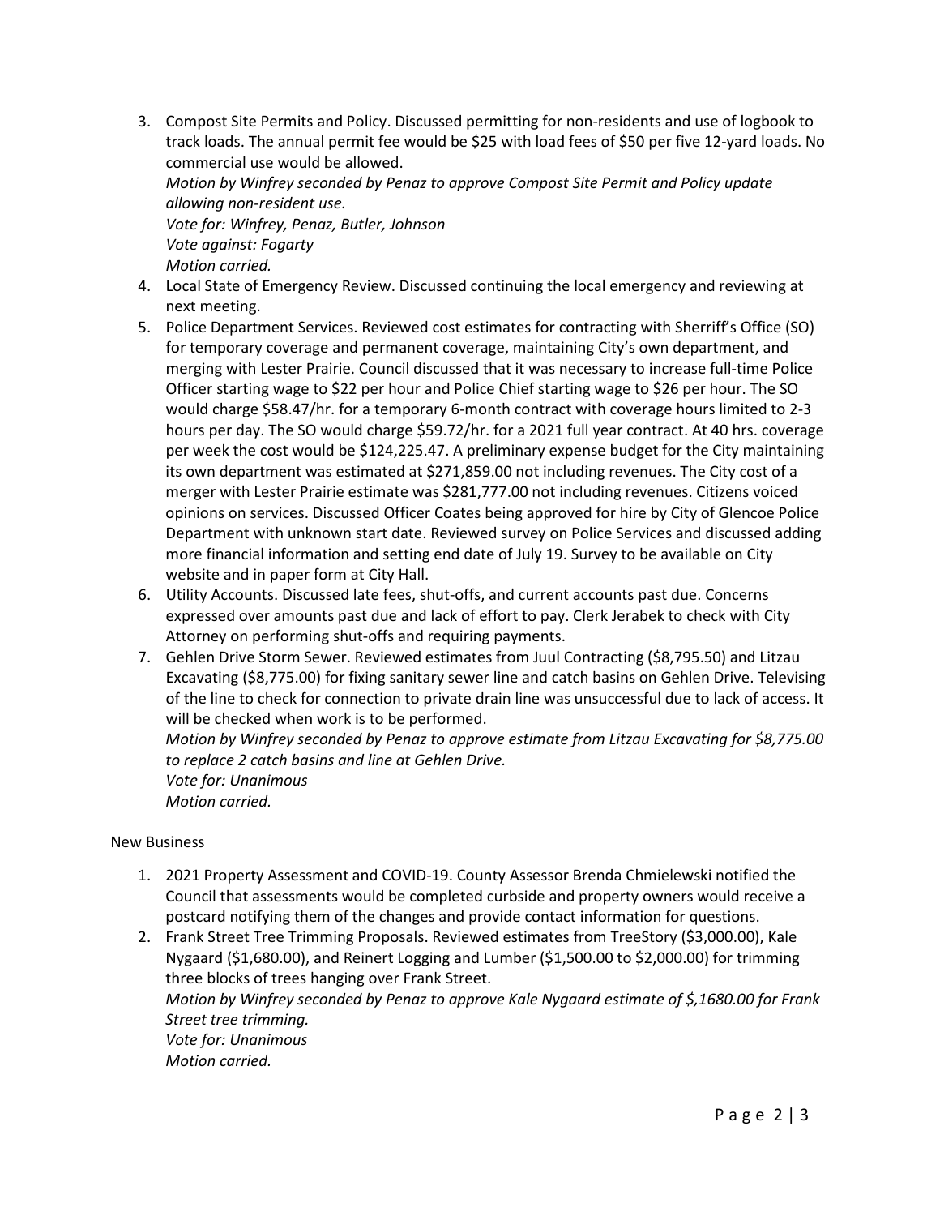3. Compost Site Permits and Policy. Discussed permitting for non-residents and use of logbook to track loads. The annual permit fee would be $25 with load fees of $50 per five 12-yard loads. No commercial use would be allowed.
   *Motion by Winfrey seconded by Penaz to approve Compost Site Permit and Policy update allowing non-resident use.*
   *Vote for: Winfrey, Penaz, Butler, Johnson*
   *Vote against: Fogarty*
   *Motion carried.*
4. Local State of Emergency Review. Discussed continuing the local emergency and reviewing at next meeting.
5. Police Department Services. Reviewed cost estimates for contracting with Sherriff's Office (SO) for temporary coverage and permanent coverage, maintaining City's own department, and merging with Lester Prairie. Council discussed that it was necessary to increase full-time Police Officer starting wage to $22 per hour and Police Chief starting wage to $26 per hour. The SO would charge $58.47/hr. for a temporary 6-month contract with coverage hours limited to 2-3 hours per day. The SO would charge $59.72/hr. for a 2021 full year contract. At 40 hrs. coverage per week the cost would be $124,225.47. A preliminary expense budget for the City maintaining its own department was estimated at $271,859.00 not including revenues. The City cost of a merger with Lester Prairie estimate was $281,777.00 not including revenues. Citizens voiced opinions on services. Discussed Officer Coates being approved for hire by City of Glencoe Police Department with unknown start date. Reviewed survey on Police Services and discussed adding more financial information and setting end date of July 19. Survey to be available on City website and in paper form at City Hall.
6. Utility Accounts. Discussed late fees, shut-offs, and current accounts past due. Concerns expressed over amounts past due and lack of effort to pay. Clerk Jerabek to check with City Attorney on performing shut-offs and requiring payments.
7. Gehlen Drive Storm Sewer. Reviewed estimates from Juul Contracting ($8,795.50) and Litzau Excavating ($8,775.00) for fixing sanitary sewer line and catch basins on Gehlen Drive. Televising of the line to check for connection to private drain line was unsuccessful due to lack of access. It will be checked when work is to be performed.
   *Motion by Winfrey seconded by Penaz to approve estimate from Litzau Excavating for $8,775.00 to replace 2 catch basins and line at Gehlen Drive.*
   *Vote for: Unanimous*
   *Motion carried.*

New Business

1. 2021 Property Assessment and COVID-19. County Assessor Brenda Chmielewski notified the Council that assessments would be completed curbside and property owners would receive a postcard notifying them of the changes and provide contact information for questions.
2. Frank Street Tree Trimming Proposals. Reviewed estimates from TreeStory ($3,000.00), Kale Nygaard ($1,680.00), and Reinert Logging and Lumber ($1,500.00 to $2,000.00) for trimming three blocks of trees hanging over Frank Street.
   *Motion by Winfrey seconded by Penaz to approve Kale Nygaard estimate of $,1680.00 for Frank Street tree trimming.*
   *Vote for: Unanimous*
   *Motion carried.*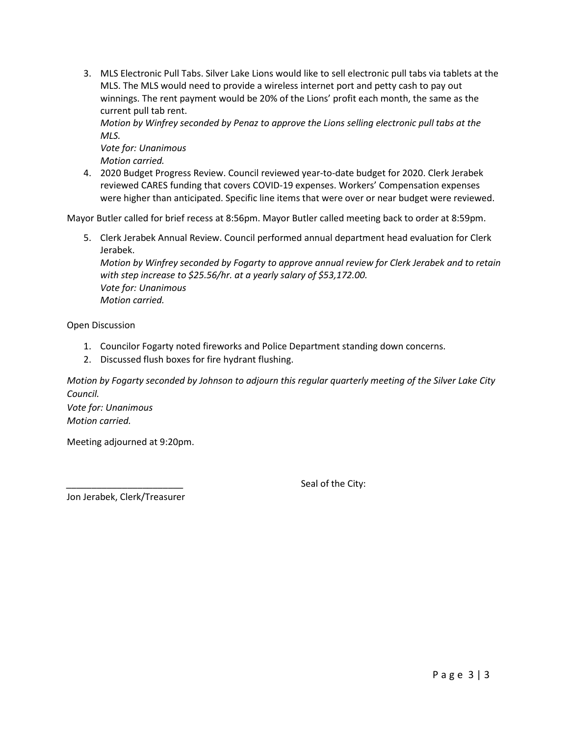3. MLS Electronic Pull Tabs. Silver Lake Lions would like to sell electronic pull tabs via tablets at the MLS. The MLS would need to provide a wireless internet port and petty cash to pay out winnings. The rent payment would be 20% of the Lions' profit each month, the same as the current pull tab rent.
   *Motion by Winfrey seconded by Penaz to approve the Lions selling electronic pull tabs at the MLS.*
   *Vote for: Unanimous*
   *Motion carried.*
4. 2020 Budget Progress Review. Council reviewed year-to-date budget for 2020. Clerk Jerabek reviewed CARES funding that covers COVID-19 expenses. Workers' Compensation expenses were higher than anticipated. Specific line items that were over or near budget were reviewed.

Mayor Butler called for brief recess at 8:56pm. Mayor Butler called meeting back to order at 8:59pm.

5. Clerk Jerabek Annual Review. Council performed annual department head evaluation for Clerk Jerabek.
   *Motion by Winfrey seconded by Fogarty to approve annual review for Clerk Jerabek and to retain with step increase to $25.56/hr. at a yearly salary of $53,172.00.*
   *Vote for: Unanimous*
   *Motion carried.*

Open Discussion

1. Councilor Fogarty noted fireworks and Police Department standing down concerns.
2. Discussed flush boxes for fire hydrant flushing.

*Motion by Fogarty seconded by Johnson to adjourn this regular quarterly meeting of the Silver Lake City Council.*
*Vote for: Unanimous*
*Motion carried.*

Meeting adjourned at 9:20pm.

_______________________

Jon Jerabek, Clerk/Treasurer

Seal of the City: